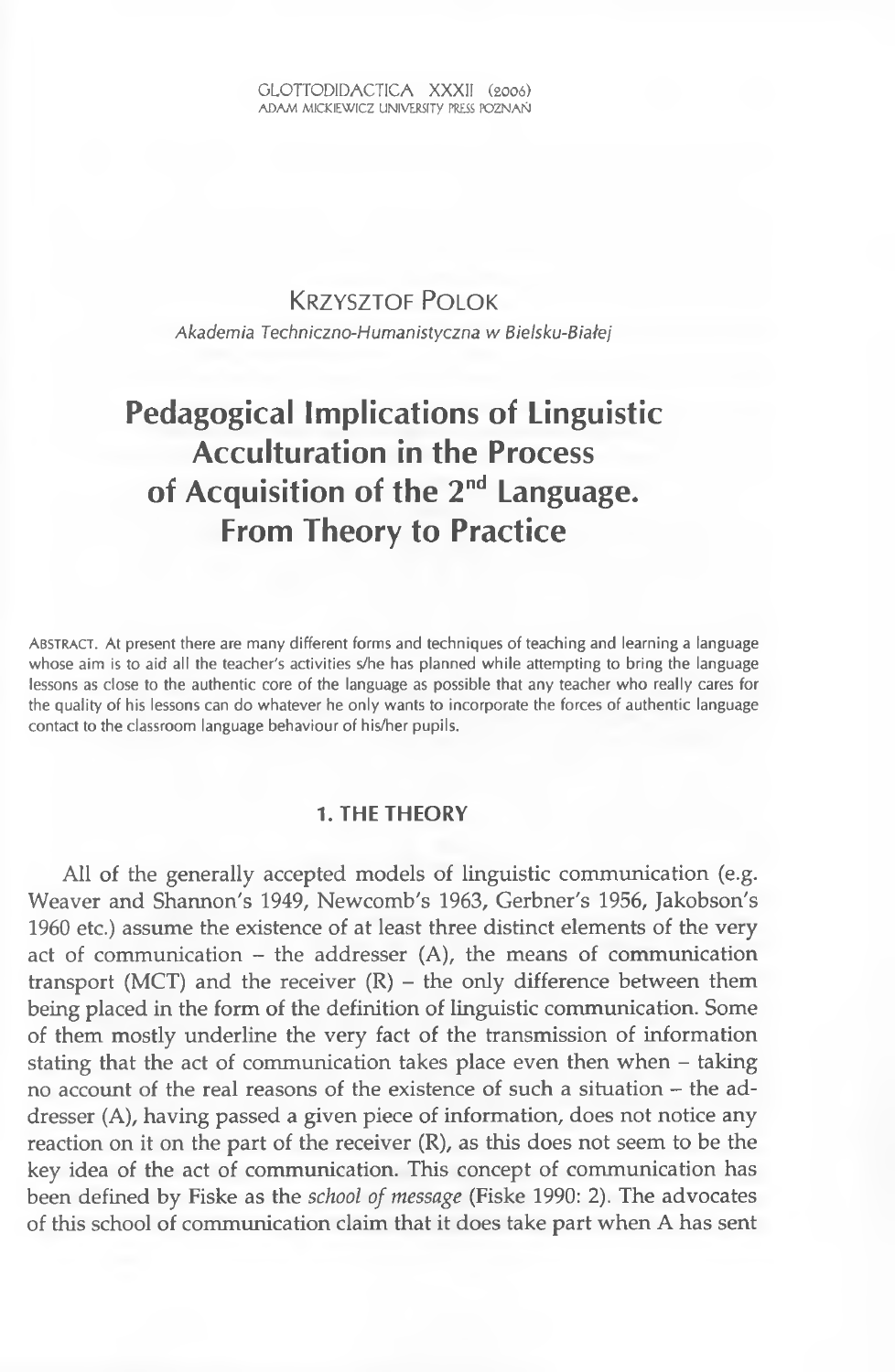GLOTTODIDACTICA XXXII (2006)
ADAM MICKIEWICZ UNIVERSITY PRESS POZNAŃ

Krzysztof Polok

*Akademia Techniczno-Humanistyczna w Bielsku-Białej*

# Pedagogical Implications of Linguistic Acculturation in the Process of Acquisition of the 2nd Language. From Theory to Practice

Abstract. At present there are many different forms and techniques of teaching and learning a language whose aim is to aid all the teacher's activities s/he has planned while attempting to bring the language lessons as close to the authentic core of the language as possible that any teacher who really cares for the quality of his lessons can do whatever he only wants to incorporate the forces of authentic language contact to the classroom language behaviour of his/her pupils.

## 1. THE THEORY

All of the generally accepted models of linguistic communication (e.g. Weaver and Shannon's 1949, Newcomb's 1963, Gerbner's 1956, Jakobson's 1960 etc.) assume the existence of at least three distinct elements of the very act of communication – the addresser (A), the means of communication transport (MCT) and the receiver (R) – the only difference between them being placed in the form of the definition of linguistic communication. Some of them mostly underline the very fact of the transmission of information stating that the act of communication takes place even then when – taking no account of the real reasons of the existence of such a situation – the addresser (A), having passed a given piece of information, does not notice any reaction on it on the part of the receiver (R), as this does not seem to be the key idea of the act of communication. This concept of communication has been defined by Fiske as the *school of message* (Fiske 1990: 2). The advocates of this school of communication claim that it does take part when A has sent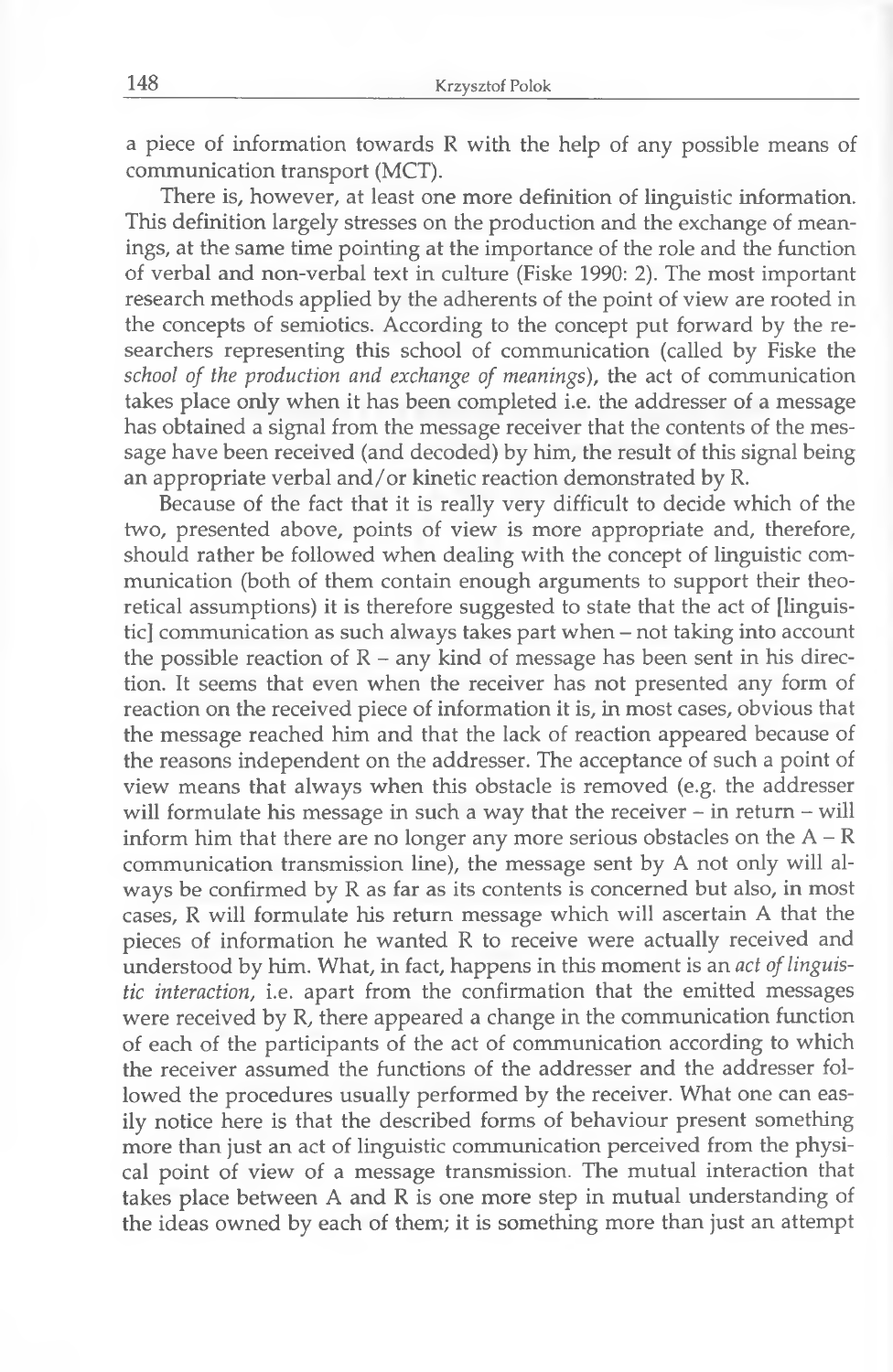a piece of information towards R with the help of any possible means of communication transport (MCT).

There is, however, at least one more definition of linguistic information. This definition largely stresses on the production and the exchange of meanings, at the same time pointing at the importance of the role and the function of verbal and non-verbal text in culture (Fiske 1990: 2). The most important research methods applied by the adherents of the point of view are rooted in the concepts of semiotics. According to the concept put forward by the researchers representing this school of communication (called by Fiske the *school of the production and exchange of meanings*), the act of communication takes place only when it has been completed i.e. the addresser of a message has obtained a signal from the message receiver that the contents of the message have been received (and decoded) by him, the result of this signal being an appropriate verbal and/or kinetic reaction demonstrated by R.

Because of the fact that it is really very difficult to decide which of the two, presented above, points of view is more appropriate and, therefore, should rather be followed when dealing with the concept of linguistic communication (both of them contain enough arguments to support their theoretical assumptions) it is therefore suggested to state that the act of [linguistic] communication as such always takes part when – not taking into account the possible reaction of R – any kind of message has been sent in his direction. It seems that even when the receiver has not presented any form of reaction on the received piece of information it is, in most cases, obvious that the message reached him and that the lack of reaction appeared because of the reasons independent on the addresser. The acceptance of such a point of view means that always when this obstacle is removed (e.g. the addresser will formulate his message in such a way that the receiver – in return – will inform him that there are no longer any more serious obstacles on the A – R communication transmission line), the message sent by A not only will always be confirmed by R as far as its contents is concerned but also, in most cases, R will formulate his return message which will ascertain A that the pieces of information he wanted R to receive were actually received and understood by him. What, in fact, happens in this moment is an *act of linguistic interaction*, i.e. apart from the confirmation that the emitted messages were received by R, there appeared a change in the communication function of each of the participants of the act of communication according to which the receiver assumed the functions of the addresser and the addresser followed the procedures usually performed by the receiver. What one can easily notice here is that the described forms of behaviour present something more than just an act of linguistic communication perceived from the physical point of view of a message transmission. The mutual interaction that takes place between A and R is one more step in mutual understanding of the ideas owned by each of them; it is something more than just an attempt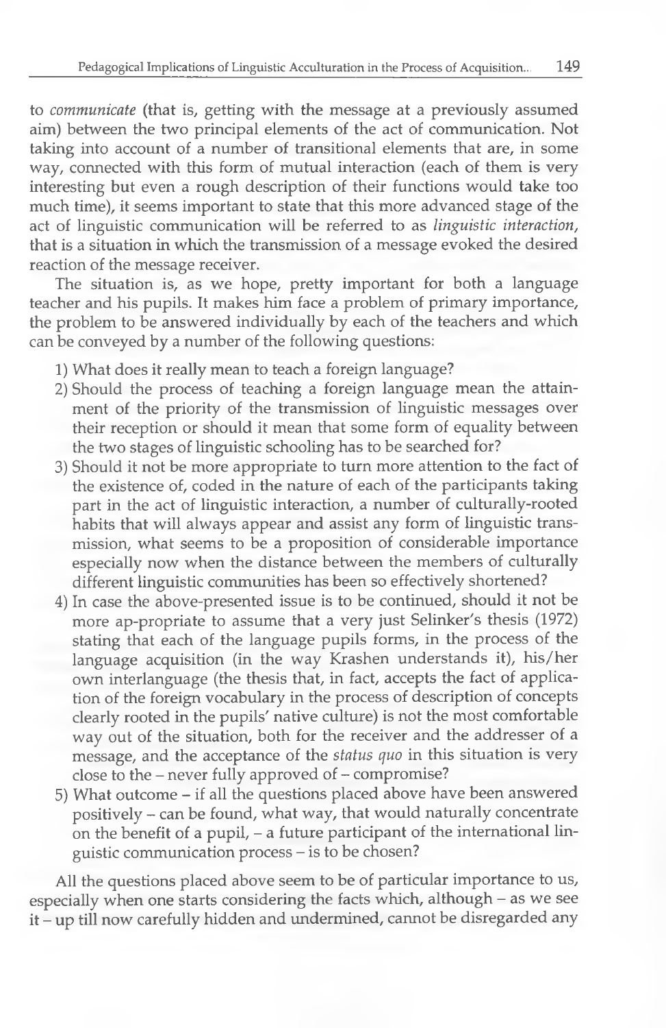to *communicate* (that is, getting with the message at a previously assumed aim) between the two principal elements of the act of communication. Not taking into account of a number of transitional elements that are, in some way, connected with this form of mutual interaction (each of them is very interesting but even a rough description of their functions would take too much time), it seems important to state that this more advanced stage of the act of linguistic communication will be referred to as *linguistic interaction*, that is a situation in which the transmission of a message evoked the desired reaction of the message receiver.

The situation is, as we hope, pretty important for both a language teacher and his pupils. It makes him face a problem of primary importance, the problem to be answered individually by each of the teachers and which can be conveyed by a number of the following questions:

1) What does it really mean to teach a foreign language?
2) Should the process of teaching a foreign language mean the attainment of the priority of the transmission of linguistic messages over their reception or should it mean that some form of equality between the two stages of linguistic schooling has to be searched for?
3) Should it not be more appropriate to turn more attention to the fact of the existence of, coded in the nature of each of the participants taking part in the act of linguistic interaction, a number of culturally-rooted habits that will always appear and assist any form of linguistic transmission, what seems to be a proposition of considerable importance especially now when the distance between the members of culturally different linguistic communities has been so effectively shortened?
4) In case the above-presented issue is to be continued, should it not be more ap-propriate to assume that a very just Selinker's thesis (1972) stating that each of the language pupils forms, in the process of the language acquisition (in the way Krashen understands it), his/her own interlanguage (the thesis that, in fact, accepts the fact of application of the foreign vocabulary in the process of description of concepts clearly rooted in the pupils' native culture) is not the most comfortable way out of the situation, both for the receiver and the addresser of a message, and the acceptance of the *status quo* in this situation is very close to the – never fully approved of – compromise?
5) What outcome – if all the questions placed above have been answered positively – can be found, what way, that would naturally concentrate on the benefit of a pupil, – a future participant of the international linguistic communication process – is to be chosen?

All the questions placed above seem to be of particular importance to us, especially when one starts considering the facts which, although – as we see it – up till now carefully hidden and undermined, cannot be disregarded any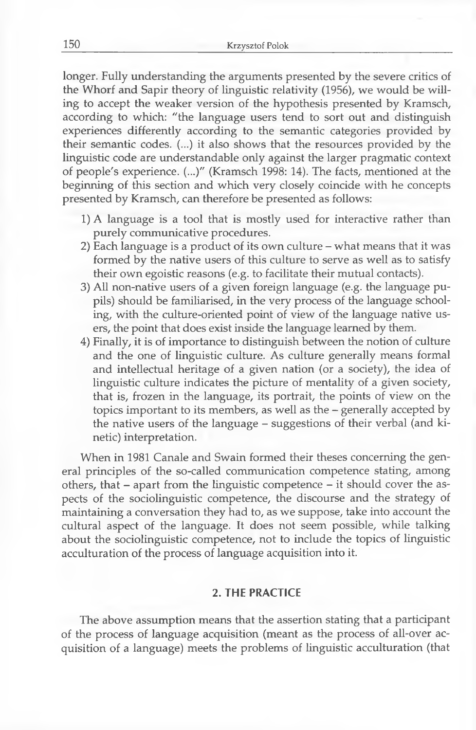longer. Fully understanding the arguments presented by the severe critics of the Whorf and Sapir theory of linguistic relativity (1956), we would be willing to accept the weaker version of the hypothesis presented by Kramsch, according to which: "the language users tend to sort out and distinguish experiences differently according to the semantic categories provided by their semantic codes. (...) it also shows that the resources provided by the linguistic code are understandable only against the larger pragmatic context of people's experience. (...)" (Kramsch 1998: 14). The facts, mentioned at the beginning of this section and which very closely coincide with he concepts presented by Kramsch, can therefore be presented as follows:

1) A language is a tool that is mostly used for interactive rather than purely communicative procedures.
2) Each language is a product of its own culture – what means that it was formed by the native users of this culture to serve as well as to satisfy their own egoistic reasons (e.g. to facilitate their mutual contacts).
3) All non-native users of a given foreign language (e.g. the language pupils) should be familiarised, in the very process of the language schooling, with the culture-oriented point of view of the language native users, the point that does exist inside the language learned by them.
4) Finally, it is of importance to distinguish between the notion of culture and the one of linguistic culture. As culture generally means formal and intellectual heritage of a given nation (or a society), the idea of linguistic culture indicates the picture of mentality of a given society, that is, frozen in the language, its portrait, the points of view on the topics important to its members, as well as the – generally accepted by the native users of the language – suggestions of their verbal (and kinetic) interpretation.

When in 1981 Canale and Swain formed their theses concerning the general principles of the so-called communication competence stating, among others, that – apart from the linguistic competence – it should cover the aspects of the sociolinguistic competence, the discourse and the strategy of maintaining a conversation they had to, as we suppose, take into account the cultural aspect of the language. It does not seem possible, while talking about the sociolinguistic competence, not to include the topics of linguistic acculturation of the process of language acquisition into it.

## 2. THE PRACTICE

The above assumption means that the assertion stating that a participant of the process of language acquisition (meant as the process of all-over acquisition of a language) meets the problems of linguistic acculturation (that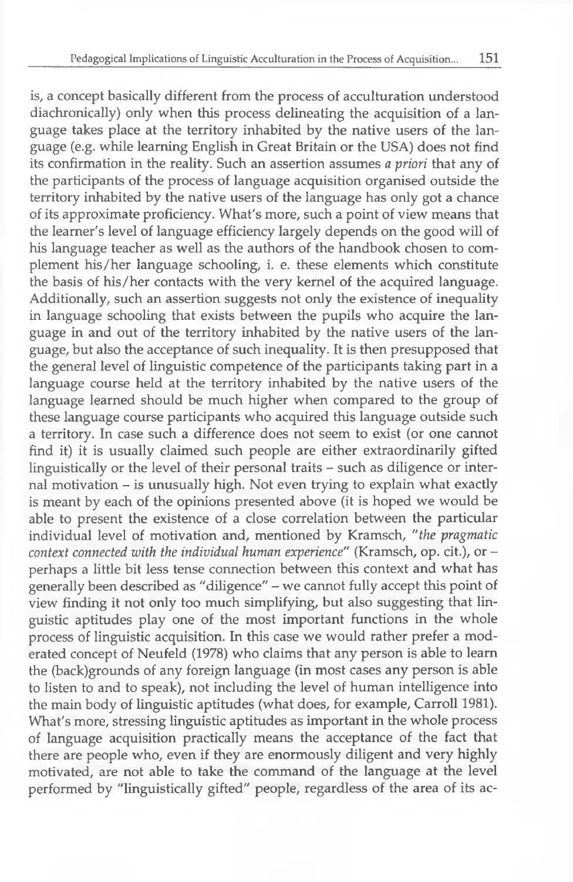is, a concept basically different from the process of acculturation understood diachronically) only when this process delineating the acquisition of a language takes place at the territory inhabited by the native users of the language (e.g. while learning English in Great Britain or the USA) does not find its confirmation in the reality. Such an assertion assumes *a priori* that any of the participants of the process of language acquisition organised outside the territory inhabited by the native users of the language has only got a chance of its approximate proficiency. What's more, such a point of view means that the learner's level of language efficiency largely depends on the good will of his language teacher as well as the authors of the handbook chosen to complement his/her language schooling, i. e. these elements which constitute the basis of his/her contacts with the very kernel of the acquired language. Additionally, such an assertion suggests not only the existence of inequality in language schooling that exists between the pupils who acquire the language in and out of the territory inhabited by the native users of the language, but also the acceptance of such inequality. It is then presupposed that the general level of linguistic competence of the participants taking part in a language course held at the territory inhabited by the native users of the language learned should be much higher when compared to the group of these language course participants who acquired this language outside such a territory. In case such a difference does not seem to exist (or one cannot find it) it is usually claimed such people are either extraordinarily gifted linguistically or the level of their personal traits – such as diligence or internal motivation – is unusually high. Not even trying to explain what exactly is meant by each of the opinions presented above (it is hoped we would be able to present the existence of a close correlation between the particular individual level of motivation and, mentioned by Kramsch, "*the pragmatic context connected with the individual human experience*" (Kramsch, op. cit.), or – perhaps a little bit less tense connection between this context and what has generally been described as "diligence" – we cannot fully accept this point of view finding it not only too much simplifying, but also suggesting that linguistic aptitudes play one of the most important functions in the whole process of linguistic acquisition. In this case we would rather prefer a moderated concept of Neufeld (1978) who claims that any person is able to learn the (back)grounds of any foreign language (in most cases any person is able to listen to and to speak), not including the level of human intelligence into the main body of linguistic aptitudes (what does, for example, Carroll 1981). What's more, stressing linguistic aptitudes as important in the whole process of language acquisition practically means the acceptance of the fact that there are people who, even if they are enormously diligent and very highly motivated, are not able to take the command of the language at the level performed by "linguistically gifted" people, regardless of the area of its ac-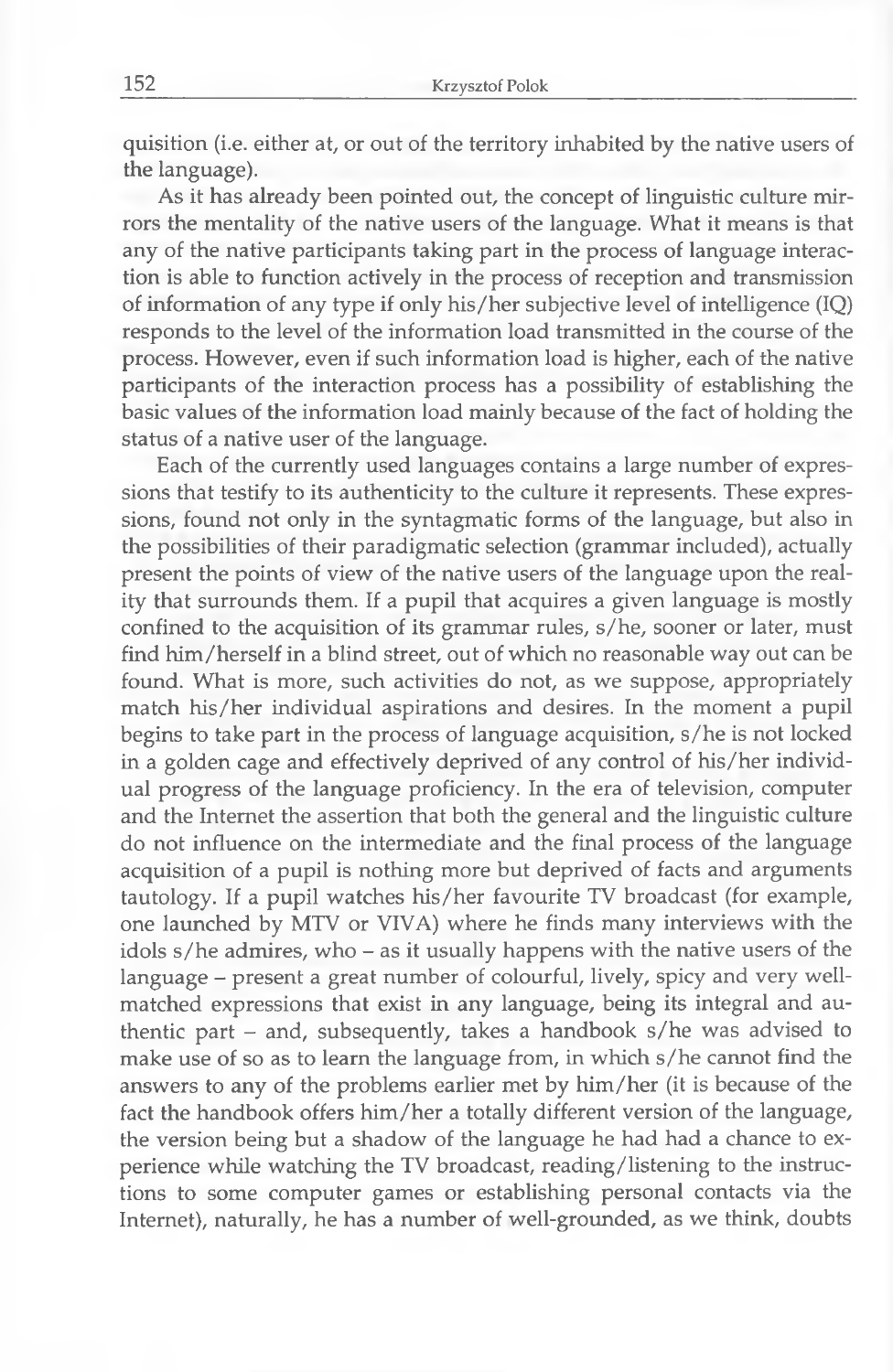quisition (i.e. either at, or out of the territory inhabited by the native users of the language).

As it has already been pointed out, the concept of linguistic culture mirrors the mentality of the native users of the language. What it means is that any of the native participants taking part in the process of language interaction is able to function actively in the process of reception and transmission of information of any type if only his/her subjective level of intelligence (IQ) responds to the level of the information load transmitted in the course of the process. However, even if such information load is higher, each of the native participants of the interaction process has a possibility of establishing the basic values of the information load mainly because of the fact of holding the status of a native user of the language.

Each of the currently used languages contains a large number of expressions that testify to its authenticity to the culture it represents. These expressions, found not only in the syntagmatic forms of the language, but also in the possibilities of their paradigmatic selection (grammar included), actually present the points of view of the native users of the language upon the reality that surrounds them. If a pupil that acquires a given language is mostly confined to the acquisition of its grammar rules, s/he, sooner or later, must find him/herself in a blind street, out of which no reasonable way out can be found. What is more, such activities do not, as we suppose, appropriately match his/her individual aspirations and desires. In the moment a pupil begins to take part in the process of language acquisition, s/he is not locked in a golden cage and effectively deprived of any control of his/her individual progress of the language proficiency. In the era of television, computer and the Internet the assertion that both the general and the linguistic culture do not influence on the intermediate and the final process of the language acquisition of a pupil is nothing more but deprived of facts and arguments tautology. If a pupil watches his/her favourite TV broadcast (for example, one launched by MTV or VIVA) where he finds many interviews with the idols s/he admires, who – as it usually happens with the native users of the language – present a great number of colourful, lively, spicy and very well-matched expressions that exist in any language, being its integral and authentic part – and, subsequently, takes a handbook s/he was advised to make use of so as to learn the language from, in which s/he cannot find the answers to any of the problems earlier met by him/her (it is because of the fact the handbook offers him/her a totally different version of the language, the version being but a shadow of the language he had had a chance to experience while watching the TV broadcast, reading/listening to the instructions to some computer games or establishing personal contacts via the Internet), naturally, he has a number of well-grounded, as we think, doubts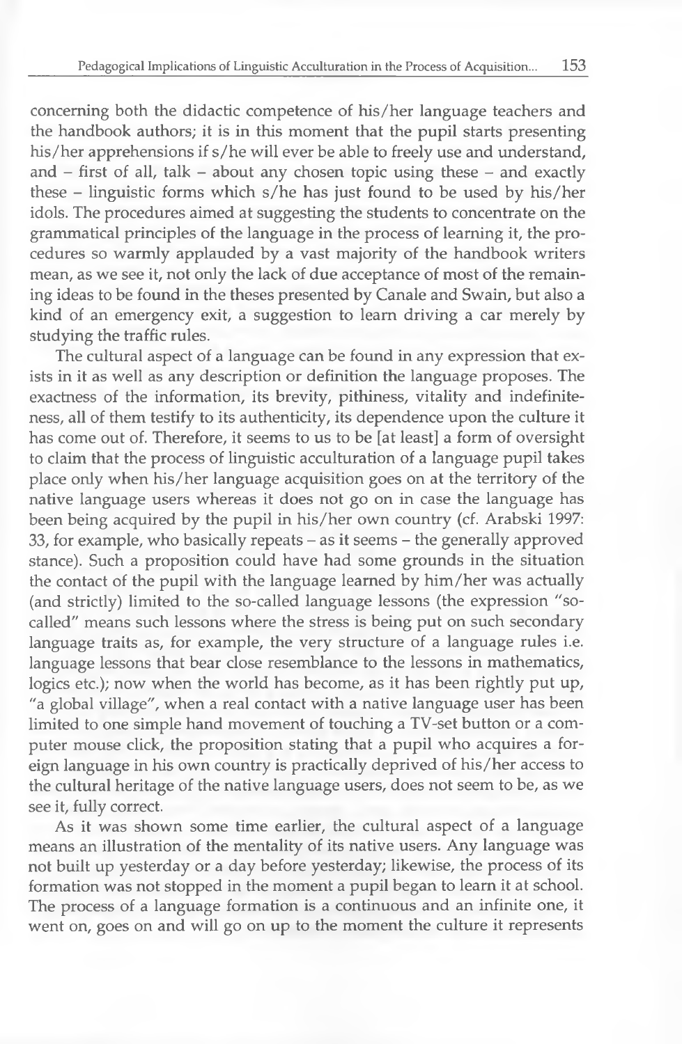concerning both the didactic competence of his/her language teachers and the handbook authors; it is in this moment that the pupil starts presenting his/her apprehensions if s/he will ever be able to freely use and understand, and – first of all, talk – about any chosen topic using these – and exactly these – linguistic forms which s/he has just found to be used by his/her idols. The procedures aimed at suggesting the students to concentrate on the grammatical principles of the language in the process of learning it, the procedures so warmly applauded by a vast majority of the handbook writers mean, as we see it, not only the lack of due acceptance of most of the remaining ideas to be found in the theses presented by Canale and Swain, but also a kind of an emergency exit, a suggestion to learn driving a car merely by studying the traffic rules.

The cultural aspect of a language can be found in any expression that exists in it as well as any description or definition the language proposes. The exactness of the information, its brevity, pithiness, vitality and indefiniteness, all of them testify to its authenticity, its dependence upon the culture it has come out of. Therefore, it seems to us to be [at least] a form of oversight to claim that the process of linguistic acculturation of a language pupil takes place only when his/her language acquisition goes on at the territory of the native language users whereas it does not go on in case the language has been being acquired by the pupil in his/her own country (cf. Arabski 1997: 33, for example, who basically repeats – as it seems – the generally approved stance). Such a proposition could have had some grounds in the situation the contact of the pupil with the language learned by him/her was actually (and strictly) limited to the so-called language lessons (the expression "so-called" means such lessons where the stress is being put on such secondary language traits as, for example, the very structure of a language rules i.e. language lessons that bear close resemblance to the lessons in mathematics, logics etc.); now when the world has become, as it has been rightly put up, "a global village", when a real contact with a native language user has been limited to one simple hand movement of touching a TV-set button or a computer mouse click, the proposition stating that a pupil who acquires a foreign language in his own country is practically deprived of his/her access to the cultural heritage of the native language users, does not seem to be, as we see it, fully correct.

As it was shown some time earlier, the cultural aspect of a language means an illustration of the mentality of its native users. Any language was not built up yesterday or a day before yesterday; likewise, the process of its formation was not stopped in the moment a pupil began to learn it at school. The process of a language formation is a continuous and an infinite one, it went on, goes on and will go on up to the moment the culture it represents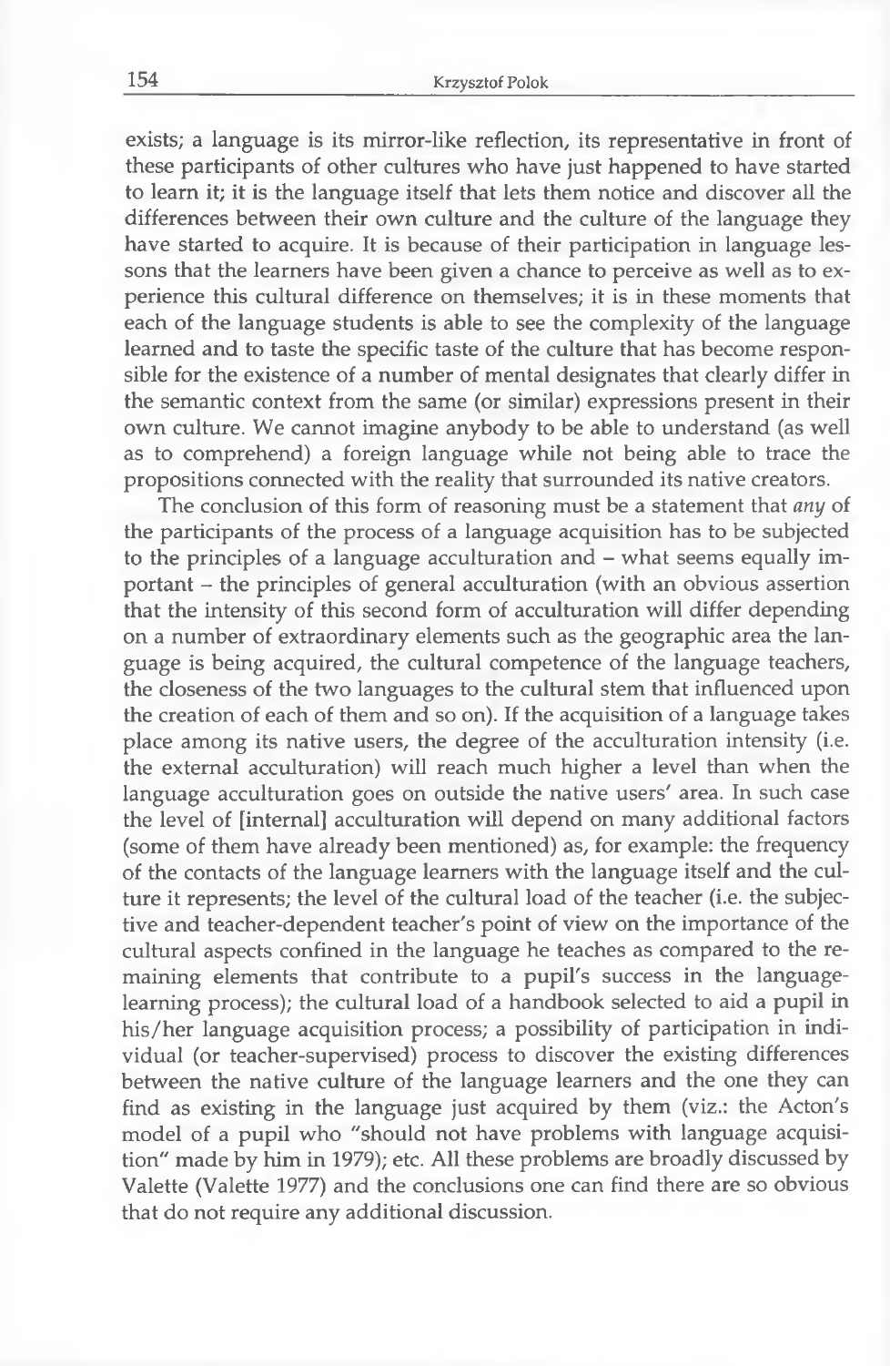exists; a language is its mirror-like reflection, its representative in front of these participants of other cultures who have just happened to have started to learn it; it is the language itself that lets them notice and discover all the differences between their own culture and the culture of the language they have started to acquire. It is because of their participation in language lessons that the learners have been given a chance to perceive as well as to experience this cultural difference on themselves; it is in these moments that each of the language students is able to see the complexity of the language learned and to taste the specific taste of the culture that has become responsible for the existence of a number of mental designates that clearly differ in the semantic context from the same (or similar) expressions present in their own culture. We cannot imagine anybody to be able to understand (as well as to comprehend) a foreign language while not being able to trace the propositions connected with the reality that surrounded its native creators.

The conclusion of this form of reasoning must be a statement that *any* of the participants of the process of a language acquisition has to be subjected to the principles of a language acculturation and – what seems equally important – the principles of general acculturation (with an obvious assertion that the intensity of this second form of acculturation will differ depending on a number of extraordinary elements such as the geographic area the language is being acquired, the cultural competence of the language teachers, the closeness of the two languages to the cultural stem that influenced upon the creation of each of them and so on). If the acquisition of a language takes place among its native users, the degree of the acculturation intensity (i.e. the external acculturation) will reach much higher a level than when the language acculturation goes on outside the native users' area. In such case the level of [internal] acculturation will depend on many additional factors (some of them have already been mentioned) as, for example: the frequency of the contacts of the language learners with the language itself and the culture it represents; the level of the cultural load of the teacher (i.e. the subjective and teacher-dependent teacher's point of view on the importance of the cultural aspects confined in the language he teaches as compared to the remaining elements that contribute to a pupil's success in the language-learning process); the cultural load of a handbook selected to aid a pupil in his/her language acquisition process; a possibility of participation in individual (or teacher-supervised) process to discover the existing differences between the native culture of the language learners and the one they can find as existing in the language just acquired by them (viz.: the Acton's model of a pupil who "should not have problems with language acquisition" made by him in 1979); etc. All these problems are broadly discussed by Valette (Valette 1977) and the conclusions one can find there are so obvious that do not require any additional discussion.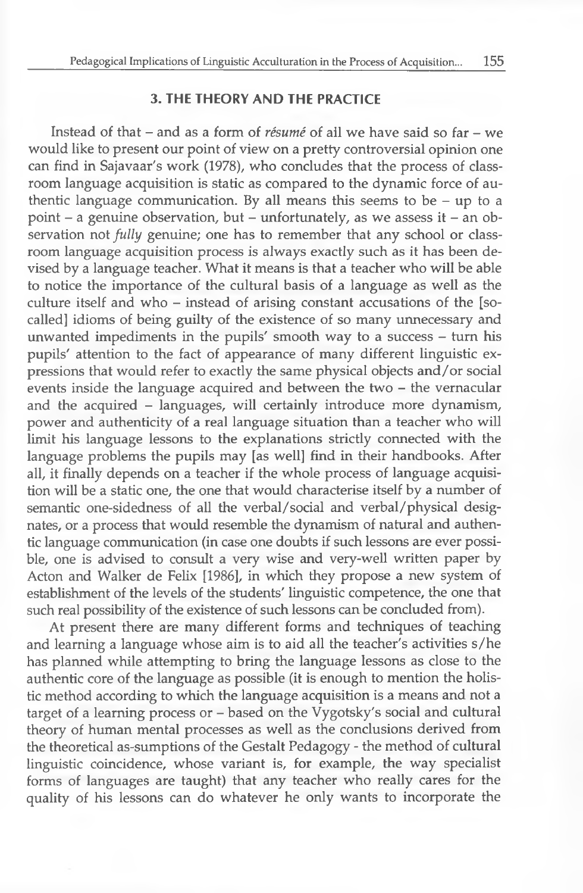## 3. THE THEORY AND THE PRACTICE

Instead of that – and as a form of *résumé* of all we have said so far – we would like to present our point of view on a pretty controversial opinion one can find in Sajavaar's work (1978), who concludes that the process of classroom language acquisition is static as compared to the dynamic force of authentic language communication. By all means this seems to be – up to a point – a genuine observation, but – unfortunately, as we assess it – an observation not *fully* genuine; one has to remember that any school or classroom language acquisition process is always exactly such as it has been devised by a language teacher. What it means is that a teacher who will be able to notice the importance of the cultural basis of a language as well as the culture itself and who – instead of arising constant accusations of the [so-called] idioms of being guilty of the existence of so many unnecessary and unwanted impediments in the pupils' smooth way to a success – turn his pupils' attention to the fact of appearance of many different linguistic expressions that would refer to exactly the same physical objects and/or social events inside the language acquired and between the two – the vernacular and the acquired – languages, will certainly introduce more dynamism, power and authenticity of a real language situation than a teacher who will limit his language lessons to the explanations strictly connected with the language problems the pupils may [as well] find in their handbooks. After all, it finally depends on a teacher if the whole process of language acquisition will be a static one, the one that would characterise itself by a number of semantic one-sidedness of all the verbal/social and verbal/physical designates, or a process that would resemble the dynamism of natural and authentic language communication (in case one doubts if such lessons are ever possible, one is advised to consult a very wise and very-well written paper by Acton and Walker de Felix [1986], in which they propose a new system of establishment of the levels of the students' linguistic competence, the one that such real possibility of the existence of such lessons can be concluded from).

At present there are many different forms and techniques of teaching and learning a language whose aim is to aid all the teacher's activities s/he has planned while attempting to bring the language lessons as close to the authentic core of the language as possible (it is enough to mention the holistic method according to which the language acquisition is a means and not a target of a learning process or – based on the Vygotsky's social and cultural theory of human mental processes as well as the conclusions derived from the theoretical as-sumptions of the Gestalt Pedagogy - the method of cultural linguistic coincidence, whose variant is, for example, the way specialist forms of languages are taught) that any teacher who really cares for the quality of his lessons can do whatever he only wants to incorporate the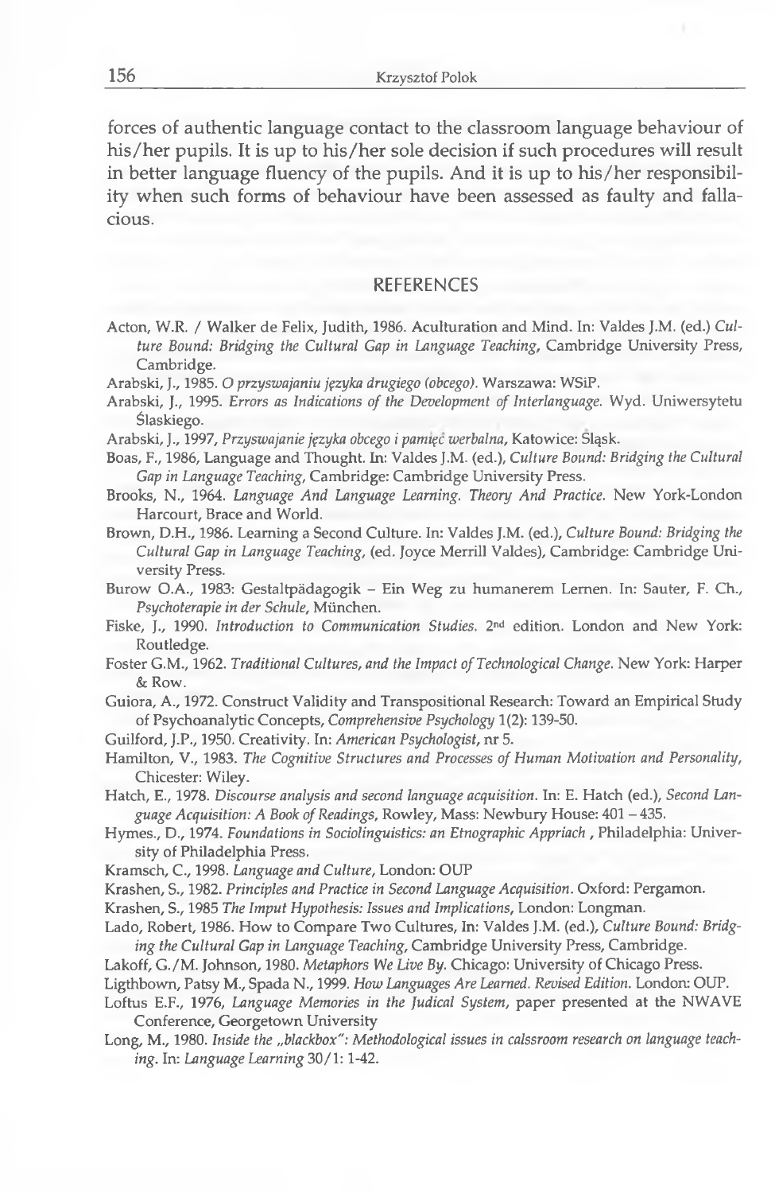forces of authentic language contact to the classroom language behaviour of his/her pupils. It is up to his/her sole decision if such procedures will result in better language fluency of the pupils. And it is up to his/her responsibility when such forms of behaviour have been assessed as faulty and fallacious.

## REFERENCES

Acton, W.R. / Walker de Felix, Judith, 1986. Aculturation and Mind. In: Valdes J.M. (ed.) *Culture Bound: Bridging the Cultural Gap in Language Teaching*, Cambridge University Press, Cambridge.

Arabski, J., 1985. *O przyswajaniu języka drugiego (obcego)*. Warszawa: WSiP.

Arabski, J., 1995. *Errors as Indications of the Development of Interlanguage*. Wyd. Uniwersytetu Ślaskiego.

Arabski, J., 1997, *Przyswajanie języka obcego i pamięć werbalna*, Katowice: Śląsk.

Boas, F., 1986, Language and Thought. In: Valdes J.M. (ed.), *Culture Bound: Bridging the Cultural Gap in Language Teaching*, Cambridge: Cambridge University Press.

Brooks, N., 1964. *Language And Language Learning. Theory And Practice.* New York-London Harcourt, Brace and World.

Brown, D.H., 1986. Learning a Second Culture. In: Valdes J.M. (ed.), *Culture Bound: Bridging the Cultural Gap in Language Teaching*, (ed. Joyce Merrill Valdes), Cambridge: Cambridge University Press.

Burow O.A., 1983: Gestaltpädagogik – Ein Weg zu humanerem Lernen. In: Sauter, F. Ch., *Psychoterapie in der Schule*, München.

Fiske, J., 1990. *Introduction to Communication Studies.* 2nd edition. London and New York: Routledge.

Foster G.M., 1962. *Traditional Cultures, and the Impact of Technological Change.* New York: Harper & Row.

Guiora, A., 1972. Construct Validity and Transpositional Research: Toward an Empirical Study of Psychoanalytic Concepts, *Comprehensive Psychology* 1(2): 139-50.

Guilford, J.P., 1950. Creativity. In: *American Psychologist*, nr 5.

Hamilton, V., 1983. *The Cognitive Structures and Processes of Human Motivation and Personality*, Chicester: Wiley.

Hatch, E., 1978. *Discourse analysis and second language acquisition.* In: E. Hatch (ed.), *Second Language Acquisition: A Book of Readings*, Rowley, Mass: Newbury House: 401 – 435.

Hymes., D., 1974. *Foundations in Sociolinguistics: an Etnographic Appriach* , Philadelphia: University of Philadelphia Press.

Kramsch, C., 1998. *Language and Culture*, London: OUP

Krashen, S., 1982. *Principles and Practice in Second Language Acquisition*. Oxford: Pergamon.

Krashen, S., 1985 *The Imput Hypothesis: Issues and Implications*, London: Longman.

Lado, Robert, 1986. How to Compare Two Cultures, In: Valdes J.M. (ed.), *Culture Bound: Bridging the Cultural Gap in Language Teaching*, Cambridge University Press, Cambridge.

Lakoff, G./M. Johnson, 1980. *Metaphors We Live By.* Chicago: University of Chicago Press.

Ligthbown, Patsy M., Spada N., 1999. *How Languages Are Learned. Revised Edition.* London: OUP.

Loftus E.F., 1976, *Language Memories in the Judical System*, paper presented at the NWAVE Conference, Georgetown University

Long, M., 1980. *Inside the „blackbox": Methodological issues in calssroom research on language teaching*. In: *Language Learning* 30/1: 1-42.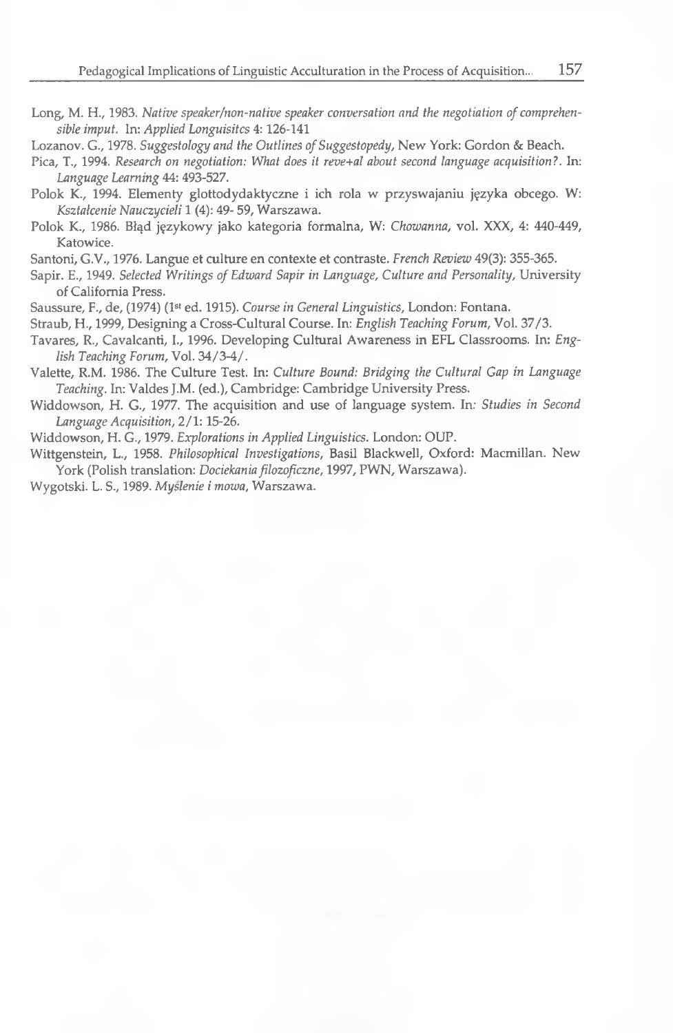Long, M. H., 1983. *Native speaker/non-native speaker conversation and the negotiation of comprehensible imput.* In: *Applied Longuisitcs* 4: 126-141

Lozanov. G., 1978. *Suggestology and the Outlines of Suggestopedy*, New York: Gordon & Beach.

Pica, T., 1994. *Research on negotiation: What does it reve+al about second language acquisition?*. In: *Language Learning* 44: 493-527.

Polok K., 1994. Elementy glottodydaktyczne i ich rola w przyswajaniu języka obcego. W: *Kształcenie Nauczycieli* 1 (4): 49- 59, Warszawa.

Polok K., 1986. Błąd językowy jako kategoria formalna, W: *Chowanna*, vol. XXX, 4: 440-449, Katowice.

Santoni, G.V., 1976. Langue et culture en contexte et contraste. *French Review* 49(3): 355-365.

Sapir. E., 1949. *Selected Writings of Edward Sapir in Language, Culture and Personality*, University of California Press.

Saussure, F., de, (1974) (1st ed. 1915). *Course in General Linguistics*, London: Fontana.

Straub, H., 1999, Designing a Cross-Cultural Course. In: *English Teaching Forum*, Vol. 37/3.

Tavares, R., Cavalcanti, I., 1996. Developing Cultural Awareness in EFL Classrooms. In: *English Teaching Forum*, Vol. 34/3-4/.

Valette, R.M. 1986. The Culture Test. In: *Culture Bound: Bridging the Cultural Gap in Language Teaching*. In: Valdes J.M. (ed.), Cambridge: Cambridge University Press.

Widdowson, H. G., 1977. The acquisition and use of language system. In: *Studies in Second Language Acquisition*, 2/1: 15-26.

Widdowson, H. G., 1979. *Explorations in Applied Linguistics*. London: OUP.

Wittgenstein, L., 1958. *Philosophical Investigations*, Basil Blackwell, Oxford: Macmillan. New York (Polish translation: *Dociekania filozoficzne*, 1997, PWN, Warszawa).

Wygotski. L. S., 1989. *Myślenie i mowa*, Warszawa.